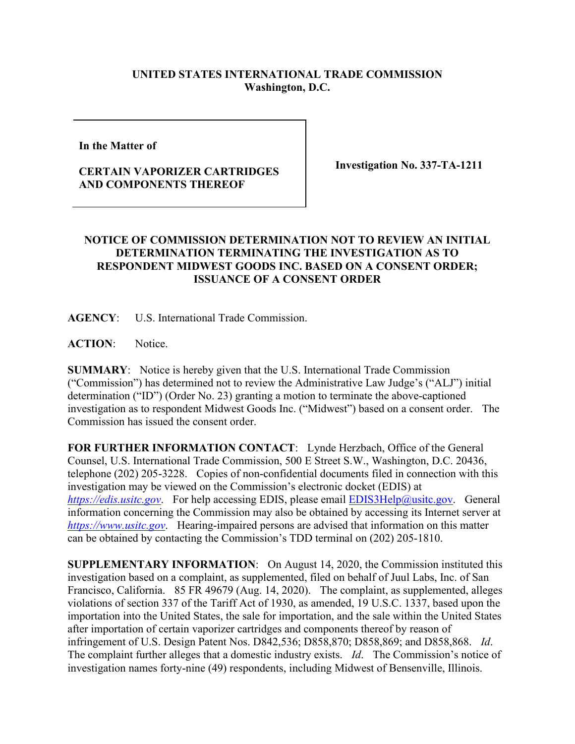**UNITED STATES INTERNATIONAL TRADE COMMISSION**
**Washington, D.C.**

| In the Matter of<br><br>**CERTAIN VAPORIZER CARTRIDGES AND COMPONENTS THEREOF** | **Investigation No. 337-TA-1211** |
|---|---|

**NOTICE OF COMMISSION DETERMINATION NOT TO REVIEW AN INITIAL DETERMINATION TERMINATING THE INVESTIGATION AS TO RESPONDENT MIDWEST GOODS INC. BASED ON A CONSENT ORDER; ISSUANCE OF A CONSENT ORDER**

**AGENCY**: U.S. International Trade Commission.

**ACTION**: Notice.

**SUMMARY**: Notice is hereby given that the U.S. International Trade Commission ("Commission") has determined not to review the Administrative Law Judge's ("ALJ") initial determination ("ID") (Order No. 23) granting a motion to terminate the above-captioned investigation as to respondent Midwest Goods Inc. ("Midwest") based on a consent order. The Commission has issued the consent order.

**FOR FURTHER INFORMATION CONTACT**: Lynde Herzbach, Office of the General Counsel, U.S. International Trade Commission, 500 E Street S.W., Washington, D.C. 20436, telephone (202) 205-3228. Copies of non-confidential documents filed in connection with this investigation may be viewed on the Commission's electronic docket (EDIS) at *https://edis.usitc.gov*. For help accessing EDIS, please email EDIS3Help@usitc.gov. General information concerning the Commission may also be obtained by accessing its Internet server at *https://www.usitc.gov*. Hearing-impaired persons are advised that information on this matter can be obtained by contacting the Commission's TDD terminal on (202) 205-1810.

**SUPPLEMENTARY INFORMATION**: On August 14, 2020, the Commission instituted this investigation based on a complaint, as supplemented, filed on behalf of Juul Labs, Inc. of San Francisco, California. 85 FR 49679 (Aug. 14, 2020). The complaint, as supplemented, alleges violations of section 337 of the Tariff Act of 1930, as amended, 19 U.S.C. 1337, based upon the importation into the United States, the sale for importation, and the sale within the United States after importation of certain vaporizer cartridges and components thereof by reason of infringement of U.S. Design Patent Nos. D842,536; D858,870; D858,869; and D858,868. *Id*. The complaint further alleges that a domestic industry exists. *Id*. The Commission's notice of investigation names forty-nine (49) respondents, including Midwest of Bensenville, Illinois.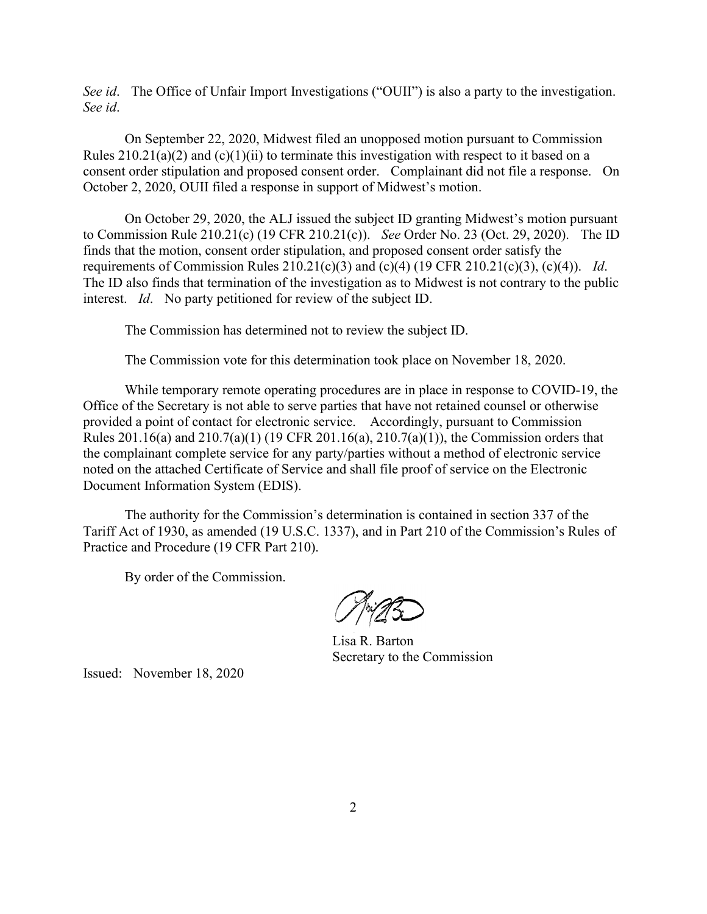*See id*. The Office of Unfair Import Investigations ("OUII") is also a party to the investigation. *See id*.

On September 22, 2020, Midwest filed an unopposed motion pursuant to Commission Rules 210.21(a)(2) and (c)(1)(ii) to terminate this investigation with respect to it based on a consent order stipulation and proposed consent order. Complainant did not file a response. On October 2, 2020, OUII filed a response in support of Midwest's motion.

On October 29, 2020, the ALJ issued the subject ID granting Midwest's motion pursuant to Commission Rule 210.21(c) (19 CFR 210.21(c)). *See* Order No. 23 (Oct. 29, 2020). The ID finds that the motion, consent order stipulation, and proposed consent order satisfy the requirements of Commission Rules 210.21(c)(3) and (c)(4) (19 CFR 210.21(c)(3), (c)(4)). *Id*. The ID also finds that termination of the investigation as to Midwest is not contrary to the public interest. *Id*. No party petitioned for review of the subject ID.

The Commission has determined not to review the subject ID.

The Commission vote for this determination took place on November 18, 2020.

While temporary remote operating procedures are in place in response to COVID-19, the Office of the Secretary is not able to serve parties that have not retained counsel or otherwise provided a point of contact for electronic service. Accordingly, pursuant to Commission Rules 201.16(a) and 210.7(a)(1) (19 CFR 201.16(a), 210.7(a)(1)), the Commission orders that the complainant complete service for any party/parties without a method of electronic service noted on the attached Certificate of Service and shall file proof of service on the Electronic Document Information System (EDIS).

The authority for the Commission's determination is contained in section 337 of the Tariff Act of 1930, as amended (19 U.S.C. 1337), and in Part 210 of the Commission's Rules of Practice and Procedure (19 CFR Part 210).

By order of the Commission.

Lisa R. Barton
Secretary to the Commission

Issued: November 18, 2020